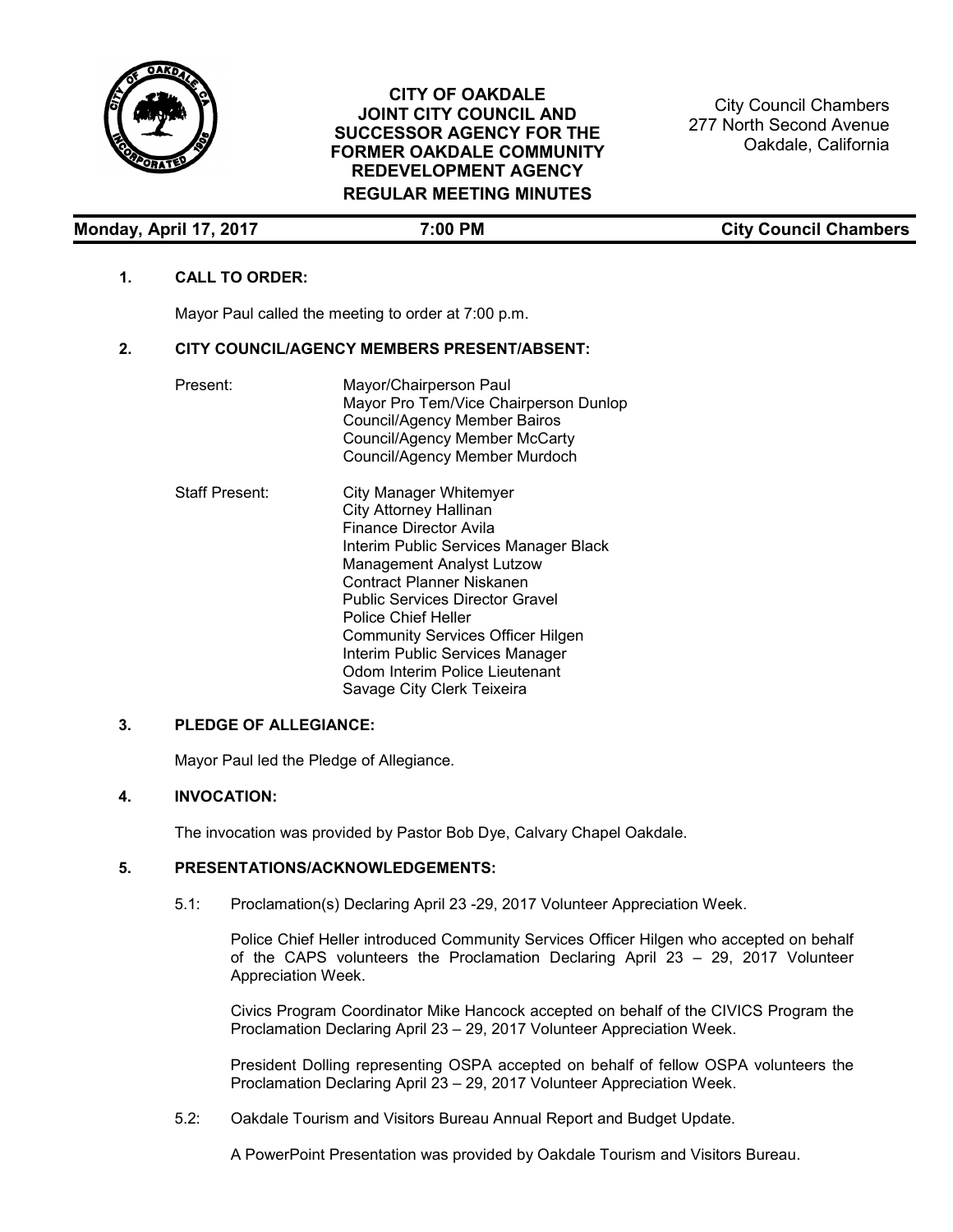# CITY OF OAKDALE
## JOINT CITY COUNCIL AND SUCCESSOR AGENCY FOR THE FORMER OAKDALE COMMUNITY REDEVELOPMENT AGENCY
## REGULAR MEETING MINUTES

City Council Chambers
277 North Second Avenue
Oakdale, California

**Monday, April 17, 2017** **7:00 PM** **City Council Chambers**

**1. CALL TO ORDER:**

Mayor Paul called the meeting to order at 7:00 p.m.

**2. CITY COUNCIL/AGENCY MEMBERS PRESENT/ABSENT:**

Present:
Mayor/Chairperson Paul
Mayor Pro Tem/Vice Chairperson Dunlop
Council/Agency Member Bairos
Council/Agency Member McCarty
Council/Agency Member Murdoch

Staff Present:
City Manager Whitemyer
City Attorney Hallinan
Finance Director Avila
Interim Public Services Manager Black
Management Analyst Lutzow
Contract Planner Niskanen
Public Services Director Gravel
Police Chief Heller
Community Services Officer Hilgen
Interim Public Services Manager
Odom Interim Police Lieutenant
Savage City Clerk Teixeira

**3. PLEDGE OF ALLEGIANCE:**

Mayor Paul led the Pledge of Allegiance.

**4. INVOCATION:**

The invocation was provided by Pastor Bob Dye, Calvary Chapel Oakdale.

**5. PRESENTATIONS/ACKNOWLEDGEMENTS:**

5.1: Proclamation(s) Declaring April 23 -29, 2017 Volunteer Appreciation Week.

Police Chief Heller introduced Community Services Officer Hilgen who accepted on behalf of the CAPS volunteers the Proclamation Declaring April 23 – 29, 2017 Volunteer Appreciation Week.

Civics Program Coordinator Mike Hancock accepted on behalf of the CIVICS Program the Proclamation Declaring April 23 – 29, 2017 Volunteer Appreciation Week.

President Dolling representing OSPA accepted on behalf of fellow OSPA volunteers the Proclamation Declaring April 23 – 29, 2017 Volunteer Appreciation Week.

5.2: Oakdale Tourism and Visitors Bureau Annual Report and Budget Update.

A PowerPoint Presentation was provided by Oakdale Tourism and Visitors Bureau.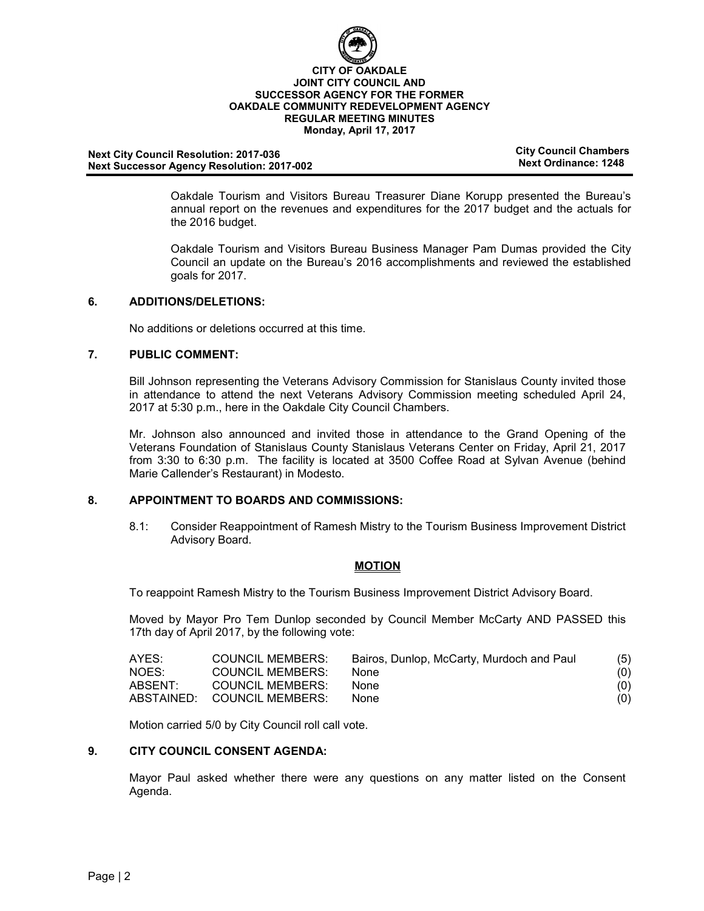**CITY OF OAKDALE**
**JOINT CITY COUNCIL AND**
**SUCCESSOR AGENCY FOR THE FORMER**
**OAKDALE COMMUNITY REDEVELOPMENT AGENCY**
**REGULAR MEETING MINUTES**
**Monday, April 17, 2017**

**Next City Council Resolution: 2017-036**
**Next Successor Agency Resolution: 2017-002**

**City Council Chambers**
**Next Ordinance: 1248**

Oakdale Tourism and Visitors Bureau Treasurer Diane Korupp presented the Bureau's annual report on the revenues and expenditures for the 2017 budget and the actuals for the 2016 budget.

Oakdale Tourism and Visitors Bureau Business Manager Pam Dumas provided the City Council an update on the Bureau's 2016 accomplishments and reviewed the established goals for 2017.

## 6. ADDITIONS/DELETIONS:

No additions or deletions occurred at this time.

## 7. PUBLIC COMMENT:

Bill Johnson representing the Veterans Advisory Commission for Stanislaus County invited those in attendance to attend the next Veterans Advisory Commission meeting scheduled April 24, 2017 at 5:30 p.m., here in the Oakdale City Council Chambers.

Mr. Johnson also announced and invited those in attendance to the Grand Opening of the Veterans Foundation of Stanislaus County Stanislaus Veterans Center on Friday, April 21, 2017 from 3:30 to 6:30 p.m. The facility is located at 3500 Coffee Road at Sylvan Avenue (behind Marie Callender's Restaurant) in Modesto.

## 8. APPOINTMENT TO BOARDS AND COMMISSIONS:

8.1: Consider Reappointment of Ramesh Mistry to the Tourism Business Improvement District Advisory Board.

**MOTION**

To reappoint Ramesh Mistry to the Tourism Business Improvement District Advisory Board.

Moved by Mayor Pro Tem Dunlop seconded by Council Member McCarty AND PASSED this 17th day of April 2017, by the following vote:

| | | | |
|---|---|---|---|
| AYES: | COUNCIL MEMBERS: | Bairos, Dunlop, McCarty, Murdoch and Paul | (5) |
| NOES: | COUNCIL MEMBERS: | None | (0) |
| ABSENT: | COUNCIL MEMBERS: | None | (0) |
| ABSTAINED: | COUNCIL MEMBERS: | None | (0) |

Motion carried 5/0 by City Council roll call vote.

## 9. CITY COUNCIL CONSENT AGENDA:

Mayor Paul asked whether there were any questions on any matter listed on the Consent Agenda.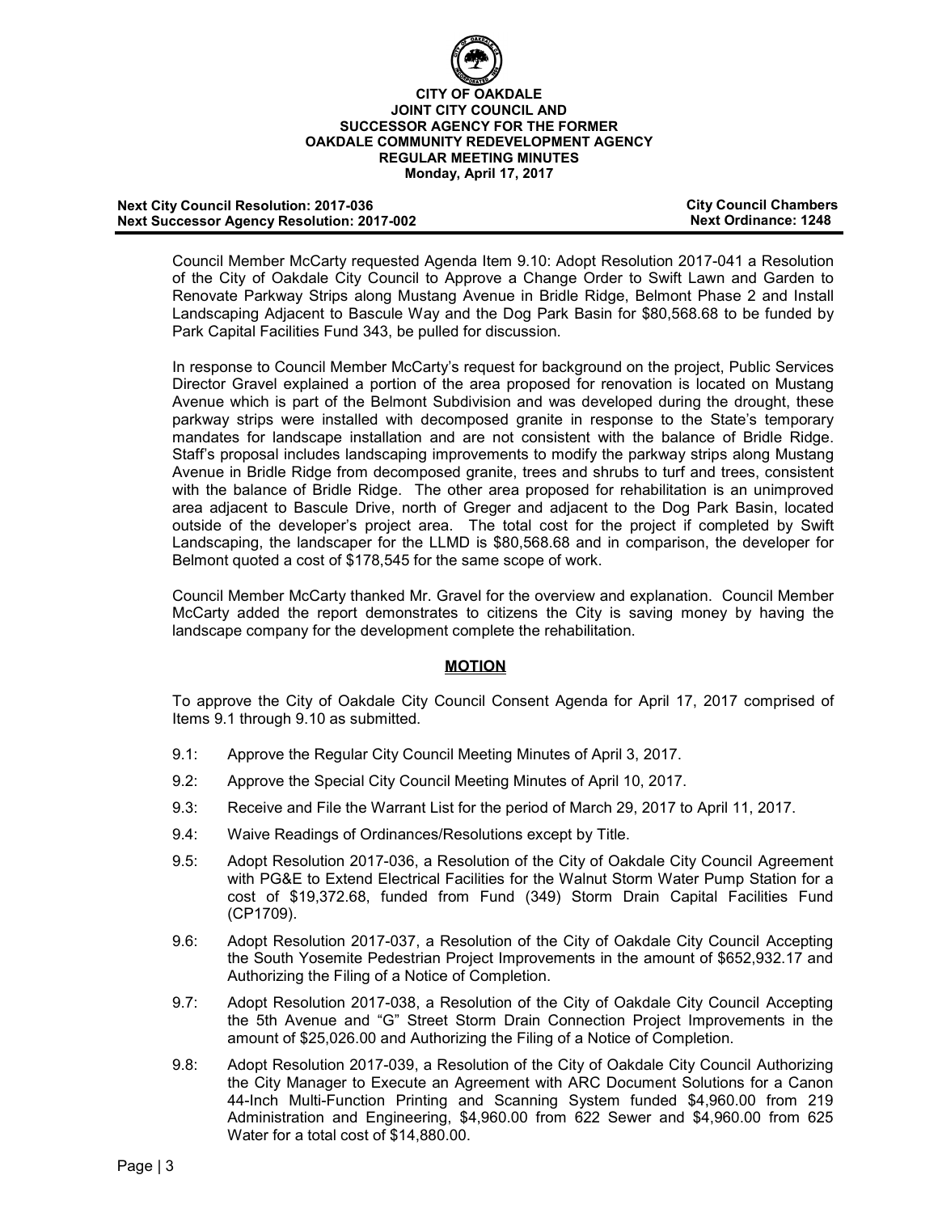Council Member McCarty requested Agenda Item 9.10: Adopt Resolution 2017-041 a Resolution of the City of Oakdale City Council to Approve a Change Order to Swift Lawn and Garden to Renovate Parkway Strips along Mustang Avenue in Bridle Ridge, Belmont Phase 2 and Install Landscaping Adjacent to Bascule Way and the Dog Park Basin for $80,568.68 to be funded by Park Capital Facilities Fund 343, be pulled for discussion.

In response to Council Member McCarty's request for background on the project, Public Services Director Gravel explained a portion of the area proposed for renovation is located on Mustang Avenue which is part of the Belmont Subdivision and was developed during the drought, these parkway strips were installed with decomposed granite in response to the State's temporary mandates for landscape installation and are not consistent with the balance of Bridle Ridge. Staff's proposal includes landscaping improvements to modify the parkway strips along Mustang Avenue in Bridle Ridge from decomposed granite, trees and shrubs to turf and trees, consistent with the balance of Bridle Ridge. The other area proposed for rehabilitation is an unimproved area adjacent to Bascule Drive, north of Greger and adjacent to the Dog Park Basin, located outside of the developer's project area. The total cost for the project if completed by Swift Landscaping, the landscaper for the LLMD is $80,568.68 and in comparison, the developer for Belmont quoted a cost of $178,545 for the same scope of work.

Council Member McCarty thanked Mr. Gravel for the overview and explanation. Council Member McCarty added the report demonstrates to citizens the City is saving money by having the landscape company for the development complete the rehabilitation.

**MOTION**

To approve the City of Oakdale City Council Consent Agenda for April 17, 2017 comprised of Items 9.1 through 9.10 as submitted.

9.1: Approve the Regular City Council Meeting Minutes of April 3, 2017.

9.2: Approve the Special City Council Meeting Minutes of April 10, 2017.

9.3: Receive and File the Warrant List for the period of March 29, 2017 to April 11, 2017.

9.4: Waive Readings of Ordinances/Resolutions except by Title.

9.5: Adopt Resolution 2017-036, a Resolution of the City of Oakdale City Council Agreement with PG&E to Extend Electrical Facilities for the Walnut Storm Water Pump Station for a cost of $19,372.68, funded from Fund (349) Storm Drain Capital Facilities Fund (CP1709).

9.6: Adopt Resolution 2017-037, a Resolution of the City of Oakdale City Council Accepting the South Yosemite Pedestrian Project Improvements in the amount of $652,932.17 and Authorizing the Filing of a Notice of Completion.

9.7: Adopt Resolution 2017-038, a Resolution of the City of Oakdale City Council Accepting the 5th Avenue and "G" Street Storm Drain Connection Project Improvements in the amount of $25,026.00 and Authorizing the Filing of a Notice of Completion.

9.8: Adopt Resolution 2017-039, a Resolution of the City of Oakdale City Council Authorizing the City Manager to Execute an Agreement with ARC Document Solutions for a Canon 44-Inch Multi-Function Printing and Scanning System funded $4,960.00 from 219 Administration and Engineering, $4,960.00 from 622 Sewer and $4,960.00 from 625 Water for a total cost of $14,880.00.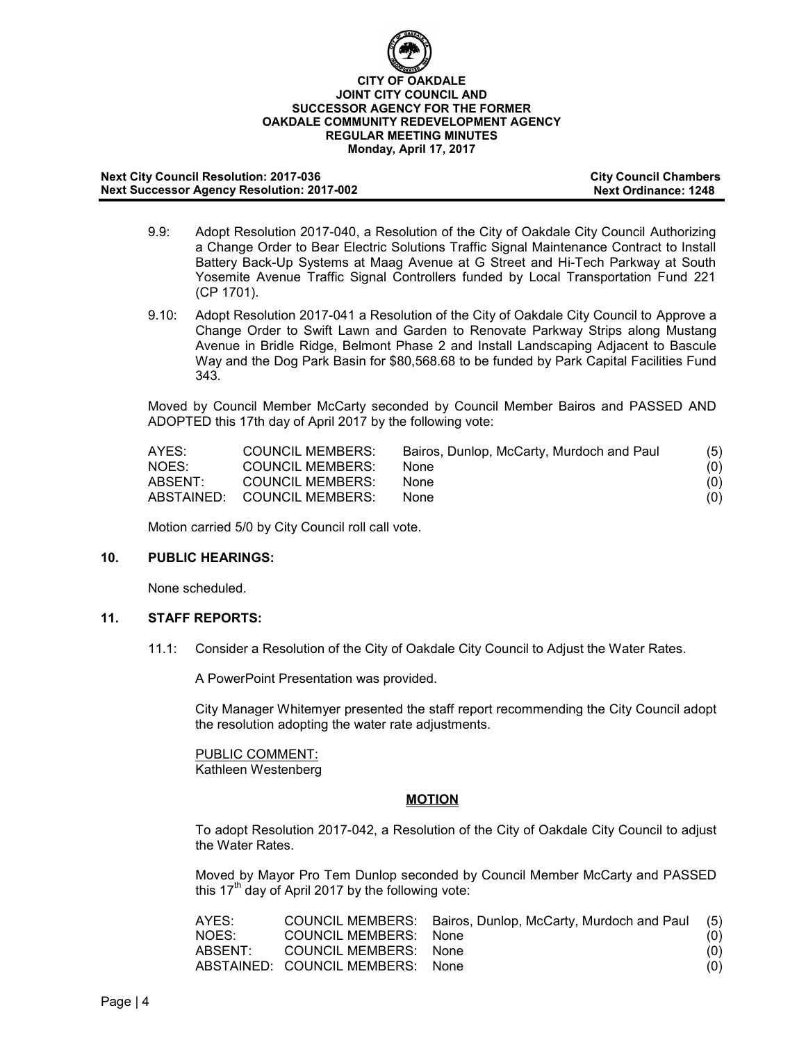**CITY OF OAKDALE**
**JOINT CITY COUNCIL AND**
**SUCCESSOR AGENCY FOR THE FORMER**
**OAKDALE COMMUNITY REDEVELOPMENT AGENCY**
**REGULAR MEETING MINUTES**
**Monday, April 17, 2017**

**Next City Council Resolution: 2017-036** **City Council Chambers**
**Next Successor Agency Resolution: 2017-002** **Next Ordinance: 1248**

9.9: Adopt Resolution 2017-040, a Resolution of the City of Oakdale City Council Authorizing a Change Order to Bear Electric Solutions Traffic Signal Maintenance Contract to Install Battery Back-Up Systems at Maag Avenue at G Street and Hi-Tech Parkway at South Yosemite Avenue Traffic Signal Controllers funded by Local Transportation Fund 221 (CP 1701).

9.10: Adopt Resolution 2017-041 a Resolution of the City of Oakdale City Council to Approve a Change Order to Swift Lawn and Garden to Renovate Parkway Strips along Mustang Avenue in Bridle Ridge, Belmont Phase 2 and Install Landscaping Adjacent to Bascule Way and the Dog Park Basin for $80,568.68 to be funded by Park Capital Facilities Fund 343.

Moved by Council Member McCarty seconded by Council Member Bairos and PASSED AND ADOPTED this 17th day of April 2017 by the following vote:

| | | | |
|---|---|---|---|
| AYES: | COUNCIL MEMBERS: | Bairos, Dunlop, McCarty, Murdoch and Paul | (5) |
| NOES: | COUNCIL MEMBERS: | None | (0) |
| ABSENT: | COUNCIL MEMBERS: | None | (0) |
| ABSTAINED: | COUNCIL MEMBERS: | None | (0) |

Motion carried 5/0 by City Council roll call vote.

## 10. PUBLIC HEARINGS:

None scheduled.

## 11. STAFF REPORTS:

11.1: Consider a Resolution of the City of Oakdale City Council to Adjust the Water Rates.

A PowerPoint Presentation was provided.

City Manager Whitemyer presented the staff report recommending the City Council adopt the resolution adopting the water rate adjustments.

PUBLIC COMMENT:
Kathleen Westenberg

**MOTION**

To adopt Resolution 2017-042, a Resolution of the City of Oakdale City Council to adjust the Water Rates.

Moved by Mayor Pro Tem Dunlop seconded by Council Member McCarty and PASSED this 17th day of April 2017 by the following vote:

| | | | |
|---|---|---|---|
| AYES: | COUNCIL MEMBERS: | Bairos, Dunlop, McCarty, Murdoch and Paul | (5) |
| NOES: | COUNCIL MEMBERS: | None | (0) |
| ABSENT: | COUNCIL MEMBERS: | None | (0) |
| ABSTAINED: | COUNCIL MEMBERS: | None | (0) |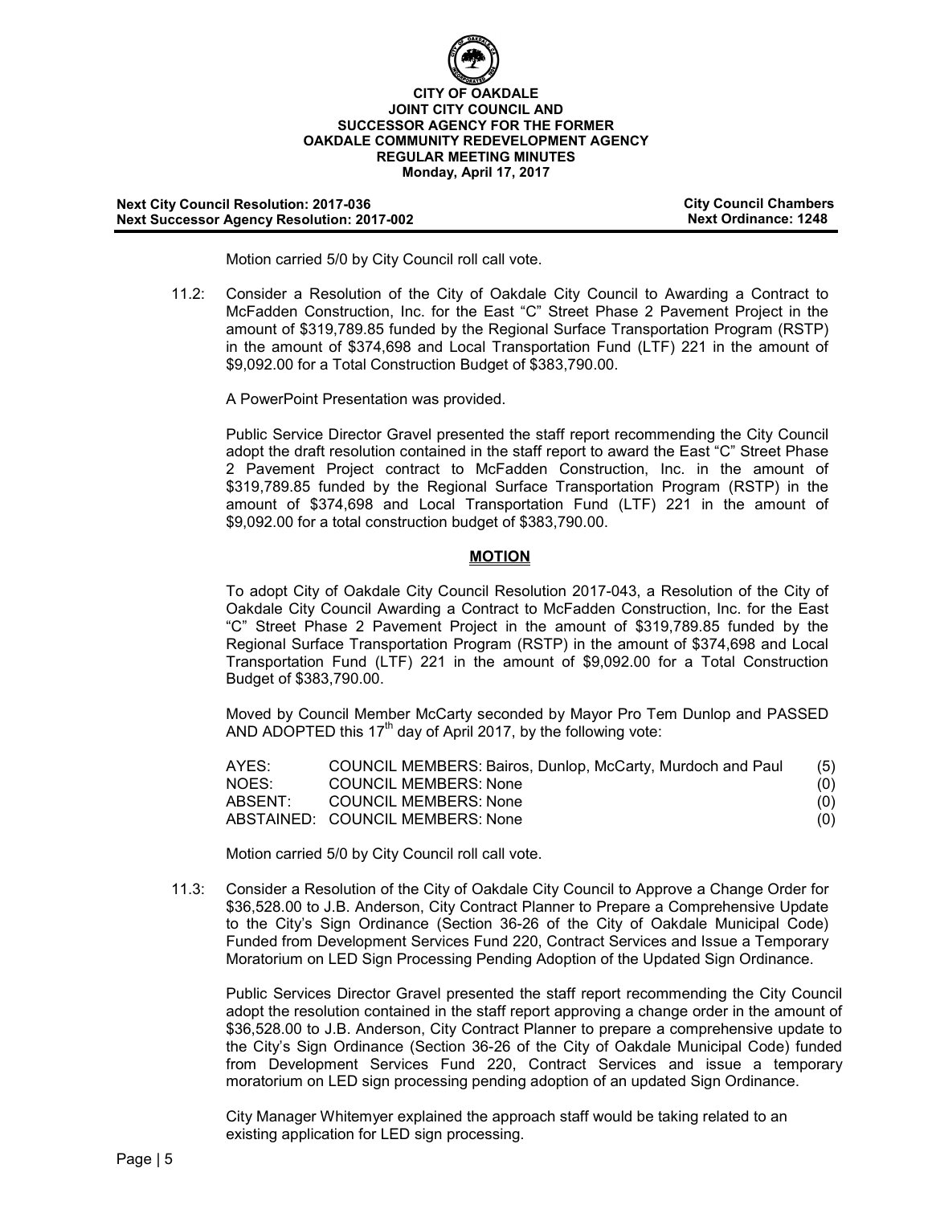Motion carried 5/0 by City Council roll call vote.

11.2: Consider a Resolution of the City of Oakdale City Council to Awarding a Contract to McFadden Construction, Inc. for the East "C" Street Phase 2 Pavement Project in the amount of $319,789.85 funded by the Regional Surface Transportation Program (RSTP) in the amount of $374,698 and Local Transportation Fund (LTF) 221 in the amount of $9,092.00 for a Total Construction Budget of $383,790.00.

A PowerPoint Presentation was provided.

Public Service Director Gravel presented the staff report recommending the City Council adopt the draft resolution contained in the staff report to award the East "C" Street Phase 2 Pavement Project contract to McFadden Construction, Inc. in the amount of $319,789.85 funded by the Regional Surface Transportation Program (RSTP) in the amount of $374,698 and Local Transportation Fund (LTF) 221 in the amount of $9,092.00 for a total construction budget of $383,790.00.

**MOTION**

To adopt City of Oakdale City Council Resolution 2017-043, a Resolution of the City of Oakdale City Council Awarding a Contract to McFadden Construction, Inc. for the East "C" Street Phase 2 Pavement Project in the amount of $319,789.85 funded by the Regional Surface Transportation Program (RSTP) in the amount of $374,698 and Local Transportation Fund (LTF) 221 in the amount of $9,092.00 for a Total Construction Budget of $383,790.00.

Moved by Council Member McCarty seconded by Mayor Pro Tem Dunlop and PASSED AND ADOPTED this 17th day of April 2017, by the following vote:

| | | |
|---|---|---|
| AYES: | COUNCIL MEMBERS: Bairos, Dunlop, McCarty, Murdoch and Paul | (5) |
| NOES: | COUNCIL MEMBERS: None | (0) |
| ABSENT: | COUNCIL MEMBERS: None | (0) |
| ABSTAINED: | COUNCIL MEMBERS: None | (0) |

Motion carried 5/0 by City Council roll call vote.

11.3: Consider a Resolution of the City of Oakdale City Council to Approve a Change Order for $36,528.00 to J.B. Anderson, City Contract Planner to Prepare a Comprehensive Update to the City's Sign Ordinance (Section 36-26 of the City of Oakdale Municipal Code) Funded from Development Services Fund 220, Contract Services and Issue a Temporary Moratorium on LED Sign Processing Pending Adoption of the Updated Sign Ordinance.

Public Services Director Gravel presented the staff report recommending the City Council adopt the resolution contained in the staff report approving a change order in the amount of $36,528.00 to J.B. Anderson, City Contract Planner to prepare a comprehensive update to the City's Sign Ordinance (Section 36-26 of the City of Oakdale Municipal Code) funded from Development Services Fund 220, Contract Services and issue a temporary moratorium on LED sign processing pending adoption of an updated Sign Ordinance.

City Manager Whitemyer explained the approach staff would be taking related to an existing application for LED sign processing.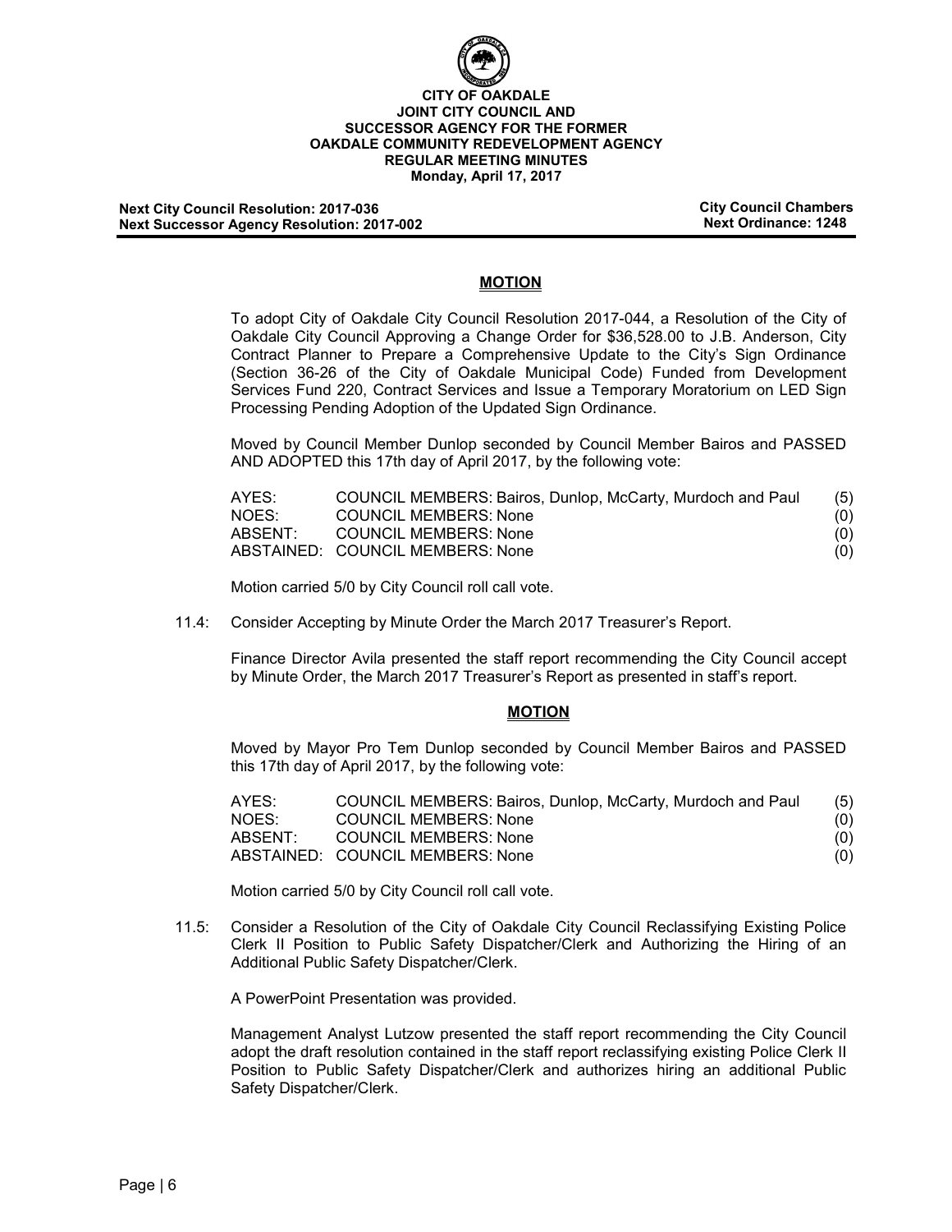**CITY OF OAKDALE**
**JOINT CITY COUNCIL AND**
**SUCCESSOR AGENCY FOR THE FORMER**
**OAKDALE COMMUNITY REDEVELOPMENT AGENCY**
**REGULAR MEETING MINUTES**
**Monday, April 17, 2017**

**Next City Council Resolution: 2017-036**
**Next Successor Agency Resolution: 2017-002**

**City Council Chambers**
**Next Ordinance: 1248**

---

**MOTION**

To adopt City of Oakdale City Council Resolution 2017-044, a Resolution of the City of Oakdale City Council Approving a Change Order for $36,528.00 to J.B. Anderson, City Contract Planner to Prepare a Comprehensive Update to the City's Sign Ordinance (Section 36-26 of the City of Oakdale Municipal Code) Funded from Development Services Fund 220, Contract Services and Issue a Temporary Moratorium on LED Sign Processing Pending Adoption of the Updated Sign Ordinance.

Moved by Council Member Dunlop seconded by Council Member Bairos and PASSED AND ADOPTED this 17th day of April 2017, by the following vote:

| | | |
|---|---|---|
| AYES: | COUNCIL MEMBERS: Bairos, Dunlop, McCarty, Murdoch and Paul | (5) |
| NOES: | COUNCIL MEMBERS: None | (0) |
| ABSENT: | COUNCIL MEMBERS: None | (0) |
| ABSTAINED: | COUNCIL MEMBERS: None | (0) |

Motion carried 5/0 by City Council roll call vote.

11.4: Consider Accepting by Minute Order the March 2017 Treasurer's Report.

Finance Director Avila presented the staff report recommending the City Council accept by Minute Order, the March 2017 Treasurer's Report as presented in staff's report.

**MOTION**

Moved by Mayor Pro Tem Dunlop seconded by Council Member Bairos and PASSED this 17th day of April 2017, by the following vote:

| | | |
|---|---|---|
| AYES: | COUNCIL MEMBERS: Bairos, Dunlop, McCarty, Murdoch and Paul | (5) |
| NOES: | COUNCIL MEMBERS: None | (0) |
| ABSENT: | COUNCIL MEMBERS: None | (0) |
| ABSTAINED: | COUNCIL MEMBERS: None | (0) |

Motion carried 5/0 by City Council roll call vote.

11.5: Consider a Resolution of the City of Oakdale City Council Reclassifying Existing Police Clerk II Position to Public Safety Dispatcher/Clerk and Authorizing the Hiring of an Additional Public Safety Dispatcher/Clerk.

A PowerPoint Presentation was provided.

Management Analyst Lutzow presented the staff report recommending the City Council adopt the draft resolution contained in the staff report reclassifying existing Police Clerk II Position to Public Safety Dispatcher/Clerk and authorizes hiring an additional Public Safety Dispatcher/Clerk.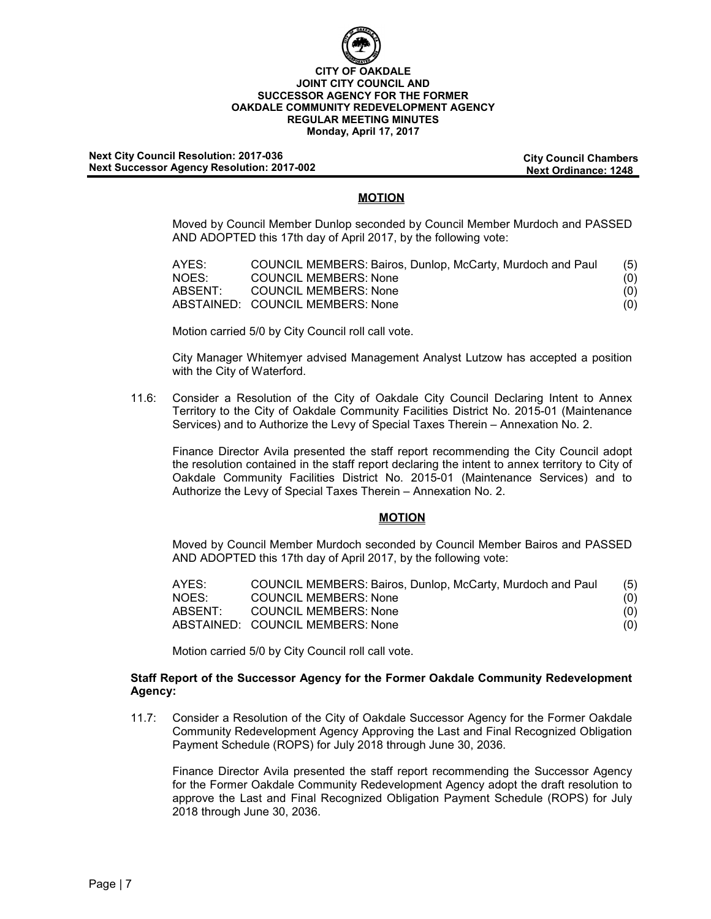**CITY OF OAKDALE**
**JOINT CITY COUNCIL AND**
**SUCCESSOR AGENCY FOR THE FORMER**
**OAKDALE COMMUNITY REDEVELOPMENT AGENCY**
**REGULAR MEETING MINUTES**
**Monday, April 17, 2017**

**Next City Council Resolution: 2017-036**
**Next Successor Agency Resolution: 2017-002**

**City Council Chambers**
**Next Ordinance: 1248**

**MOTION**

Moved by Council Member Dunlop seconded by Council Member Murdoch and PASSED AND ADOPTED this 17th day of April 2017, by the following vote:

| | | |
|---|---|---|
| AYES: | COUNCIL MEMBERS: Bairos, Dunlop, McCarty, Murdoch and Paul | (5) |
| NOES: | COUNCIL MEMBERS: None | (0) |
| ABSENT: | COUNCIL MEMBERS: None | (0) |
| ABSTAINED: | COUNCIL MEMBERS: None | (0) |

Motion carried 5/0 by City Council roll call vote.

City Manager Whitemyer advised Management Analyst Lutzow has accepted a position with the City of Waterford.

11.6: Consider a Resolution of the City of Oakdale City Council Declaring Intent to Annex Territory to the City of Oakdale Community Facilities District No. 2015-01 (Maintenance Services) and to Authorize the Levy of Special Taxes Therein – Annexation No. 2.

Finance Director Avila presented the staff report recommending the City Council adopt the resolution contained in the staff report declaring the intent to annex territory to City of Oakdale Community Facilities District No. 2015-01 (Maintenance Services) and to Authorize the Levy of Special Taxes Therein – Annexation No. 2.

**MOTION**

Moved by Council Member Murdoch seconded by Council Member Bairos and PASSED AND ADOPTED this 17th day of April 2017, by the following vote:

| | | |
|---|---|---|
| AYES: | COUNCIL MEMBERS: Bairos, Dunlop, McCarty, Murdoch and Paul | (5) |
| NOES: | COUNCIL MEMBERS: None | (0) |
| ABSENT: | COUNCIL MEMBERS: None | (0) |
| ABSTAINED: | COUNCIL MEMBERS: None | (0) |

Motion carried 5/0 by City Council roll call vote.

**Staff Report of the Successor Agency for the Former Oakdale Community Redevelopment Agency:**

11.7: Consider a Resolution of the City of Oakdale Successor Agency for the Former Oakdale Community Redevelopment Agency Approving the Last and Final Recognized Obligation Payment Schedule (ROPS) for July 2018 through June 30, 2036.

Finance Director Avila presented the staff report recommending the Successor Agency for the Former Oakdale Community Redevelopment Agency adopt the draft resolution to approve the Last and Final Recognized Obligation Payment Schedule (ROPS) for July 2018 through June 30, 2036.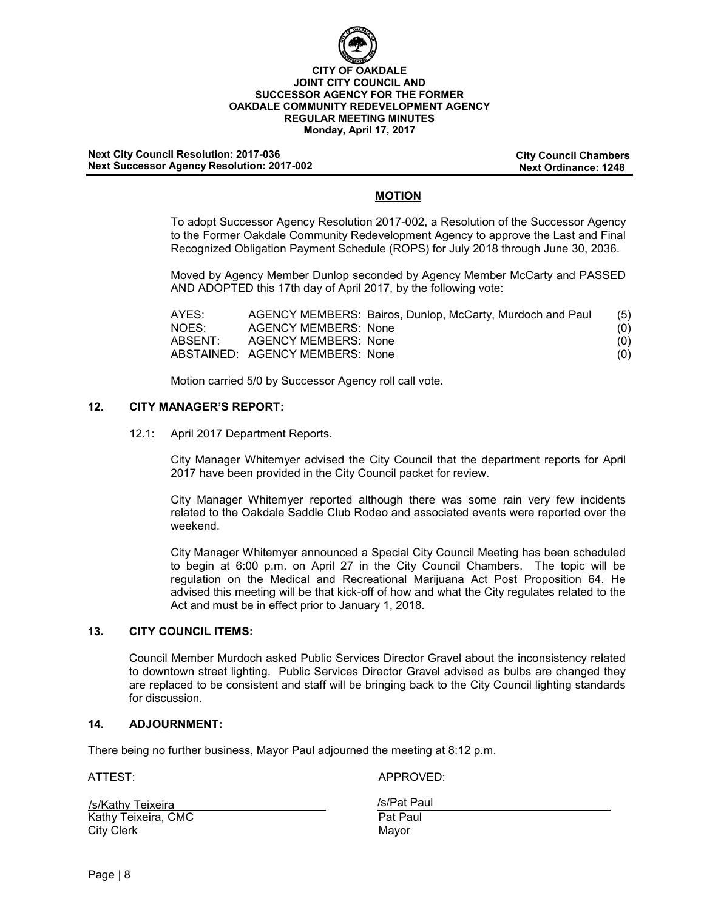**CITY OF OAKDALE**
**JOINT CITY COUNCIL AND**
**SUCCESSOR AGENCY FOR THE FORMER**
**OAKDALE COMMUNITY REDEVELOPMENT AGENCY**
**REGULAR MEETING MINUTES**
**Monday, April 17, 2017**

**Next City Council Resolution: 2017-036** | **City Council Chambers**
**Next Successor Agency Resolution: 2017-002** | **Next Ordinance: 1248**

## MOTION

To adopt Successor Agency Resolution 2017-002, a Resolution of the Successor Agency to the Former Oakdale Community Redevelopment Agency to approve the Last and Final Recognized Obligation Payment Schedule (ROPS) for July 2018 through June 30, 2036.

Moved by Agency Member Dunlop seconded by Agency Member McCarty and PASSED AND ADOPTED this 17th day of April 2017, by the following vote:

| | | |
|---|---|---|
| AYES: | AGENCY MEMBERS: Bairos, Dunlop, McCarty, Murdoch and Paul | (5) |
| NOES: | AGENCY MEMBERS: None | (0) |
| ABSENT: | AGENCY MEMBERS: None | (0) |
| ABSTAINED: | AGENCY MEMBERS: None | (0) |

Motion carried 5/0 by Successor Agency roll call vote.

### 12. CITY MANAGER'S REPORT:

12.1: April 2017 Department Reports.

City Manager Whitemyer advised the City Council that the department reports for April 2017 have been provided in the City Council packet for review.

City Manager Whitemyer reported although there was some rain very few incidents related to the Oakdale Saddle Club Rodeo and associated events were reported over the weekend.

City Manager Whitemyer announced a Special City Council Meeting has been scheduled to begin at 6:00 p.m. on April 27 in the City Council Chambers. The topic will be regulation on the Medical and Recreational Marijuana Act Post Proposition 64. He advised this meeting will be that kick-off of how and what the City regulates related to the Act and must be in effect prior to January 1, 2018.

### 13. CITY COUNCIL ITEMS:

Council Member Murdoch asked Public Services Director Gravel about the inconsistency related to downtown street lighting. Public Services Director Gravel advised as bulbs are changed they are replaced to be consistent and staff will be bringing back to the City Council lighting standards for discussion.

### 14. ADJOURNMENT:

There being no further business, Mayor Paul adjourned the meeting at 8:12 p.m.

ATTEST:

/s/Kathy Teixeira
Kathy Teixeira, CMC
City Clerk

APPROVED:

/s/Pat Paul
Pat Paul
Mayor